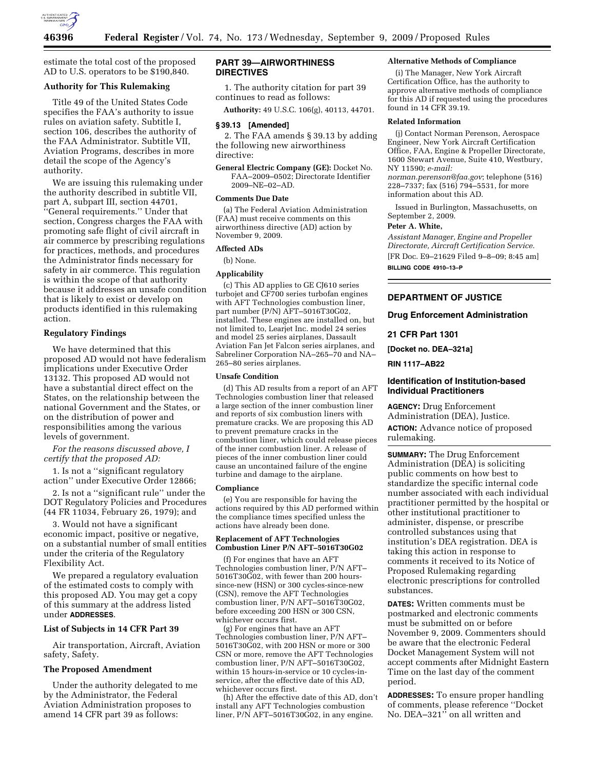estimate the total cost of the proposed AD to U.S. operators to be $190,840.

### Authority for This Rulemaking

Title 49 of the United States Code specifies the FAA's authority to issue rules on aviation safety. Subtitle I, section 106, describes the authority of the FAA Administrator. Subtitle VII, Aviation Programs, describes in more detail the scope of the Agency's authority.

We are issuing this rulemaking under the authority described in subtitle VII, part A, subpart III, section 44701, ''General requirements.'' Under that section, Congress charges the FAA with promoting safe flight of civil aircraft in air commerce by prescribing regulations for practices, methods, and procedures the Administrator finds necessary for safety in air commerce. This regulation is within the scope of that authority because it addresses an unsafe condition that is likely to exist or develop on products identified in this rulemaking action.

### Regulatory Findings

We have determined that this proposed AD would not have federalism implications under Executive Order 13132. This proposed AD would not have a substantial direct effect on the States, on the relationship between the national Government and the States, or on the distribution of power and responsibilities among the various levels of government.

*For the reasons discussed above, I certify that the proposed AD:*

1. Is not a ''significant regulatory action'' under Executive Order 12866;

2. Is not a ''significant rule'' under the DOT Regulatory Policies and Procedures (44 FR 11034, February 26, 1979); and

3. Would not have a significant economic impact, positive or negative, on a substantial number of small entities under the criteria of the Regulatory Flexibility Act.

We prepared a regulatory evaluation of the estimated costs to comply with this proposed AD. You may get a copy of this summary at the address listed under **ADDRESSES**.

### List of Subjects in 14 CFR Part 39

Air transportation, Aircraft, Aviation safety, Safety.

### The Proposed Amendment

Under the authority delegated to me by the Administrator, the Federal Aviation Administration proposes to amend 14 CFR part 39 as follows:

## PART 39—AIRWORTHINESS DIRECTIVES

1. The authority citation for part 39 continues to read as follows:

**Authority:** 49 U.S.C. 106(g), 40113, 44701.

### § 39.13 [Amended]

2. The FAA amends § 39.13 by adding the following new airworthiness directive:

**General Electric Company (GE):** Docket No. FAA–2009–0502; Directorate Identifier 2009–NE–02–AD.

#### Comments Due Date

(a) The Federal Aviation Administration (FAA) must receive comments on this airworthiness directive (AD) action by November 9, 2009.

#### Affected ADs

(b) None.

#### Applicability

(c) This AD applies to GE CJ610 series turbojet and CF700 series turbofan engines with AFT Technologies combustion liner, part number (P/N) AFT–5016T30G02, installed. These engines are installed on, but not limited to, Learjet Inc. model 24 series and model 25 series airplanes, Dassault Aviation Fan Jet Falcon series airplanes, and Sabreliner Corporation NA–265–70 and NA–265–80 series airplanes.

#### Unsafe Condition

(d) This AD results from a report of an AFT Technologies combustion liner that released a large section of the inner combustion liner and reports of six combustion liners with premature cracks. We are proposing this AD to prevent premature cracks in the combustion liner, which could release pieces of the inner combustion liner. A release of pieces of the inner combustion liner could cause an uncontained failure of the engine turbine and damage to the airplane.

#### Compliance

(e) You are responsible for having the actions required by this AD performed within the compliance times specified unless the actions have already been done.

#### Replacement of AFT Technologies Combustion Liner P/N AFT–5016T30G02

(f) For engines that have an AFT Technologies combustion liner, P/N AFT–5016T30G02, with fewer than 200 hours-since-new (HSN) or 300 cycles-since-new (CSN), remove the AFT Technologies combustion liner, P/N AFT–5016T30G02, before exceeding 200 HSN or 300 CSN, whichever occurs first.

(g) For engines that have an AFT Technologies combustion liner, P/N AFT–5016T30G02, with 200 HSN or more or 300 CSN or more, remove the AFT Technologies combustion liner, P/N AFT–5016T30G02, within 15 hours-in-service or 10 cycles-in-service, after the effective date of this AD, whichever occurs first.

(h) After the effective date of this AD, don't install any AFT Technologies combustion liner, P/N AFT–5016T30G02, in any engine.

#### Alternative Methods of Compliance

(i) The Manager, New York Aircraft Certification Office, has the authority to approve alternative methods of compliance for this AD if requested using the procedures found in 14 CFR 39.19.

#### Related Information

(j) Contact Norman Perenson, Aerospace Engineer, New York Aircraft Certification Office, FAA, Engine & Propeller Directorate, 1600 Stewart Avenue, Suite 410, Westbury, NY 11590; *e-mail: norman.perenson@faa.gov*; telephone (516) 228–7337; fax (516) 794–5531, for more information about this AD.

Issued in Burlington, Massachusetts, on September 2, 2009.

**Peter A. White,**

*Assistant Manager, Engine and Propeller Directorate, Aircraft Certification Service.*

[FR Doc. E9–21629 Filed 9–8–09; 8:45 am]

**BILLING CODE 4910–13–P**

---

## DEPARTMENT OF JUSTICE

## Drug Enforcement Administration

## 21 CFR Part 1301

**[Docket no. DEA–321a]**

**RIN 1117–AB22**

## Identification of Institution-based Individual Practitioners

**AGENCY:** Drug Enforcement Administration (DEA), Justice.

**ACTION:** Advance notice of proposed rulemaking.

**SUMMARY:** The Drug Enforcement Administration (DEA) is soliciting public comments on how best to standardize the specific internal code number associated with each individual practitioner permitted by the hospital or other institutional practitioner to administer, dispense, or prescribe controlled substances using that institution's DEA registration. DEA is taking this action in response to comments it received to its Notice of Proposed Rulemaking regarding electronic prescriptions for controlled substances.

**DATES:** Written comments must be postmarked and electronic comments must be submitted on or before November 9, 2009. Commenters should be aware that the electronic Federal Docket Management System will not accept comments after Midnight Eastern Time on the last day of the comment period.

**ADDRESSES:** To ensure proper handling of comments, please reference ''Docket No. DEA–321'' on all written and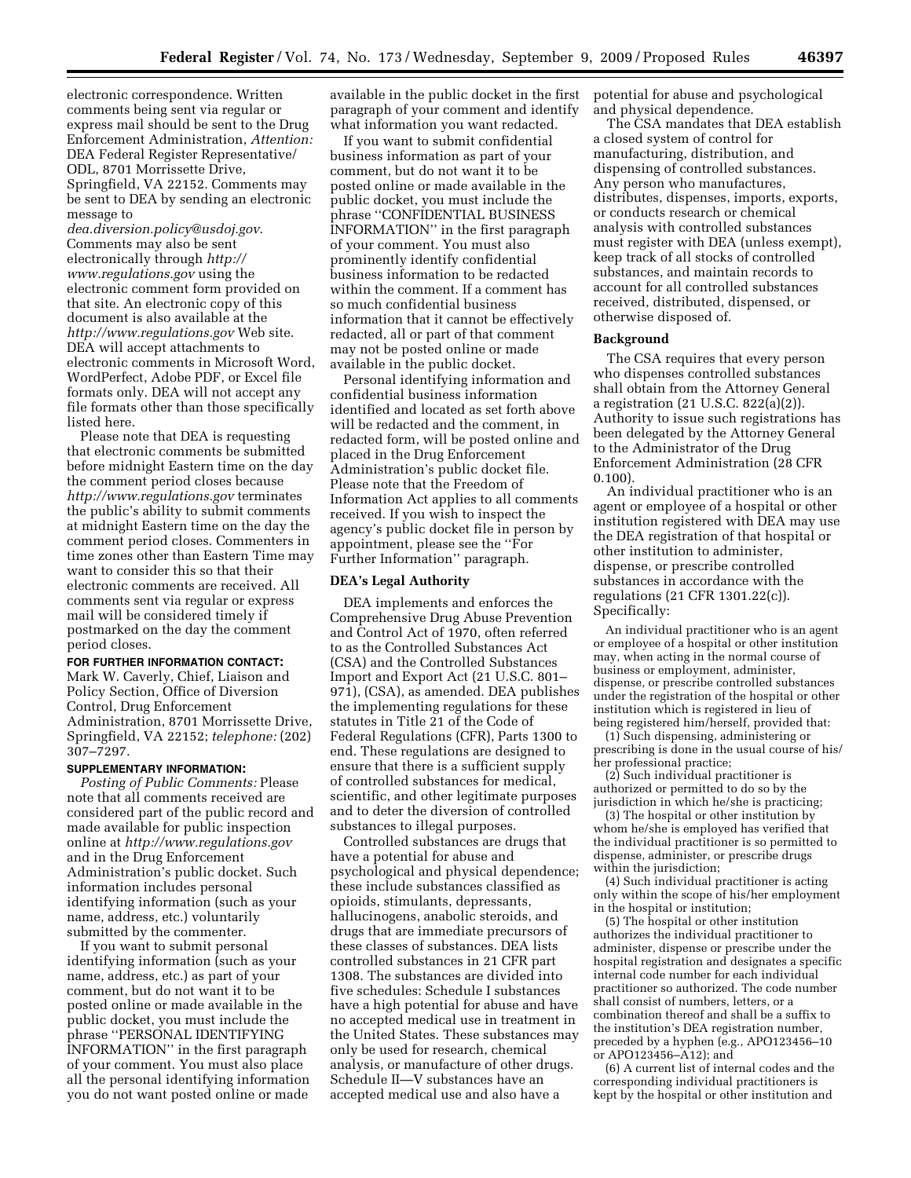electronic correspondence. Written comments being sent via regular or express mail should be sent to the Drug Enforcement Administration, *Attention:* DEA Federal Register Representative/ODL, 8701 Morrissette Drive, Springfield, VA 22152. Comments may be sent to DEA by sending an electronic message to *dea.diversion.policy@usdoj.gov*. Comments may also be sent electronically through *http://www.regulations.gov* using the electronic comment form provided on that site. An electronic copy of this document is also available at the *http://www.regulations.gov* Web site. DEA will accept attachments to electronic comments in Microsoft Word, WordPerfect, Adobe PDF, or Excel file formats only. DEA will not accept any file formats other than those specifically listed here.

Please note that DEA is requesting that electronic comments be submitted before midnight Eastern time on the day the comment period closes because *http://www.regulations.gov* terminates the public's ability to submit comments at midnight Eastern time on the day the comment period closes. Commenters in time zones other than Eastern Time may want to consider this so that their electronic comments are received. All comments sent via regular or express mail will be considered timely if postmarked on the day the comment period closes.

**FOR FURTHER INFORMATION CONTACT:** Mark W. Caverly, Chief, Liaison and Policy Section, Office of Diversion Control, Drug Enforcement Administration, 8701 Morrissette Drive, Springfield, VA 22152; *telephone:* (202) 307–7297.

**SUPPLEMENTARY INFORMATION:**

*Posting of Public Comments:* Please note that all comments received are considered part of the public record and made available for public inspection online at *http://www.regulations.gov* and in the Drug Enforcement Administration's public docket. Such information includes personal identifying information (such as your name, address, etc.) voluntarily submitted by the commenter.

If you want to submit personal identifying information (such as your name, address, etc.) as part of your comment, but do not want it to be posted online or made available in the public docket, you must include the phrase ''PERSONAL IDENTIFYING INFORMATION'' in the first paragraph of your comment. You must also place all the personal identifying information you do not want posted online or made available in the public docket in the first paragraph of your comment and identify what information you want redacted.

If you want to submit confidential business information as part of your comment, but do not want it to be posted online or made available in the public docket, you must include the phrase ''CONFIDENTIAL BUSINESS INFORMATION'' in the first paragraph of your comment. You must also prominently identify confidential business information to be redacted within the comment. If a comment has so much confidential business information that it cannot be effectively redacted, all or part of that comment may not be posted online or made available in the public docket.

Personal identifying information and confidential business information identified and located as set forth above will be redacted and the comment, in redacted form, will be posted online and placed in the Drug Enforcement Administration's public docket file. Please note that the Freedom of Information Act applies to all comments received. If you wish to inspect the agency's public docket file in person by appointment, please see the ''For Further Information'' paragraph.

## DEA's Legal Authority

DEA implements and enforces the Comprehensive Drug Abuse Prevention and Control Act of 1970, often referred to as the Controlled Substances Act (CSA) and the Controlled Substances Import and Export Act (21 U.S.C. 801–971), (CSA), as amended. DEA publishes the implementing regulations for these statutes in Title 21 of the Code of Federal Regulations (CFR), Parts 1300 to end. These regulations are designed to ensure that there is a sufficient supply of controlled substances for medical, scientific, and other legitimate purposes and to deter the diversion of controlled substances to illegal purposes.

Controlled substances are drugs that have a potential for abuse and psychological and physical dependence; these include substances classified as opioids, stimulants, depressants, hallucinogens, anabolic steroids, and drugs that are immediate precursors of these classes of substances. DEA lists controlled substances in 21 CFR part 1308. The substances are divided into five schedules: Schedule I substances have a high potential for abuse and have no accepted medical use in treatment in the United States. These substances may only be used for research, chemical analysis, or manufacture of other drugs. Schedule II—V substances have an accepted medical use and also have a potential for abuse and psychological and physical dependence.

The CSA mandates that DEA establish a closed system of control for manufacturing, distribution, and dispensing of controlled substances. Any person who manufactures, distributes, dispenses, imports, exports, or conducts research or chemical analysis with controlled substances must register with DEA (unless exempt), keep track of all stocks of controlled substances, and maintain records to account for all controlled substances received, distributed, dispensed, or otherwise disposed of.

## Background

The CSA requires that every person who dispenses controlled substances shall obtain from the Attorney General a registration (21 U.S.C. 822(a)(2)). Authority to issue such registrations has been delegated by the Attorney General to the Administrator of the Drug Enforcement Administration (28 CFR 0.100).

An individual practitioner who is an agent or employee of a hospital or other institution registered with DEA may use the DEA registration of that hospital or other institution to administer, dispense, or prescribe controlled substances in accordance with the regulations (21 CFR 1301.22(c)). Specifically:

> An individual practitioner who is an agent or employee of a hospital or other institution may, when acting in the normal course of business or employment, administer, dispense, or prescribe controlled substances under the registration of the hospital or other institution which is registered in lieu of being registered him/herself, provided that:
>
> (1) Such dispensing, administering or prescribing is done in the usual course of his/her professional practice;
>
> (2) Such individual practitioner is authorized or permitted to do so by the jurisdiction in which he/she is practicing;
>
> (3) The hospital or other institution by whom he/she is employed has verified that the individual practitioner is so permitted to dispense, administer, or prescribe drugs within the jurisdiction;
>
> (4) Such individual practitioner is acting only within the scope of his/her employment in the hospital or institution;
>
> (5) The hospital or other institution authorizes the individual practitioner to administer, dispense or prescribe under the hospital registration and designates a specific internal code number for each individual practitioner so authorized. The code number shall consist of numbers, letters, or a combination thereof and shall be a suffix to the institution's DEA registration number, preceded by a hyphen (e.g., APO123456–10 or APO123456–A12); and
>
> (6) A current list of internal codes and the corresponding individual practitioners is kept by the hospital or other institution and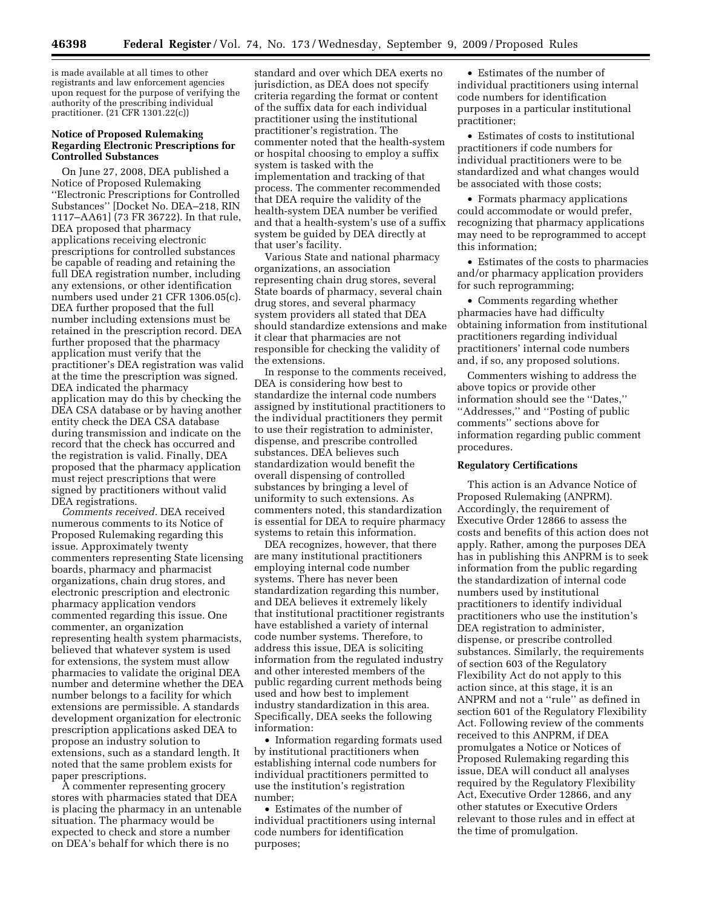is made available at all times to other registrants and law enforcement agencies upon request for the purpose of verifying the authority of the prescribing individual practitioner. (21 CFR 1301.22(c))

### Notice of Proposed Rulemaking Regarding Electronic Prescriptions for Controlled Substances

On June 27, 2008, DEA published a Notice of Proposed Rulemaking ''Electronic Prescriptions for Controlled Substances'' [Docket No. DEA–218, RIN 1117–AA61] (73 FR 36722). In that rule, DEA proposed that pharmacy applications receiving electronic prescriptions for controlled substances be capable of reading and retaining the full DEA registration number, including any extensions, or other identification numbers used under 21 CFR 1306.05(c). DEA further proposed that the full number including extensions must be retained in the prescription record. DEA further proposed that the pharmacy application must verify that the practitioner's DEA registration was valid at the time the prescription was signed. DEA indicated the pharmacy application may do this by checking the DEA CSA database or by having another entity check the DEA CSA database during transmission and indicate on the record that the check has occurred and the registration is valid. Finally, DEA proposed that the pharmacy application must reject prescriptions that were signed by practitioners without valid DEA registrations.

*Comments received.* DEA received numerous comments to its Notice of Proposed Rulemaking regarding this issue. Approximately twenty commenters representing State licensing boards, pharmacy and pharmacist organizations, chain drug stores, and electronic prescription and electronic pharmacy application vendors commented regarding this issue. One commenter, an organization representing health system pharmacists, believed that whatever system is used for extensions, the system must allow pharmacies to validate the original DEA number and determine whether the DEA number belongs to a facility for which extensions are permissible. A standards development organization for electronic prescription applications asked DEA to propose an industry solution to extensions, such as a standard length. It noted that the same problem exists for paper prescriptions.

A commenter representing grocery stores with pharmacies stated that DEA is placing the pharmacy in an untenable situation. The pharmacy would be expected to check and store a number on DEA's behalf for which there is no standard and over which DEA exerts no jurisdiction, as DEA does not specify criteria regarding the format or content of the suffix data for each individual practitioner using the institutional practitioner's registration. The commenter noted that the health-system or hospital choosing to employ a suffix system is tasked with the implementation and tracking of that process. The commenter recommended that DEA require the validity of the health-system DEA number be verified and that a health-system's use of a suffix system be guided by DEA directly at that user's facility.

Various State and national pharmacy organizations, an association representing chain drug stores, several State boards of pharmacy, several chain drug stores, and several pharmacy system providers all stated that DEA should standardize extensions and make it clear that pharmacies are not responsible for checking the validity of the extensions.

In response to the comments received, DEA is considering how best to standardize the internal code numbers assigned by institutional practitioners to the individual practitioners they permit to use their registration to administer, dispense, and prescribe controlled substances. DEA believes such standardization would benefit the overall dispensing of controlled substances by bringing a level of uniformity to such extensions. As commenters noted, this standardization is essential for DEA to require pharmacy systems to retain this information.

DEA recognizes, however, that there are many institutional practitioners employing internal code number systems. There has never been standardization regarding this number, and DEA believes it extremely likely that institutional practitioner registrants have established a variety of internal code number systems. Therefore, to address this issue, DEA is soliciting information from the regulated industry and other interested members of the public regarding current methods being used and how best to implement industry standardization in this area. Specifically, DEA seeks the following information:

- Information regarding formats used by institutional practitioners when establishing internal code numbers for individual practitioners permitted to use the institution's registration number;
- Estimates of the number of individual practitioners using internal code numbers for identification purposes;
- Estimates of the number of individual practitioners using internal code numbers for identification purposes in a particular institutional practitioner;
- Estimates of costs to institutional practitioners if code numbers for individual practitioners were to be standardized and what changes would be associated with those costs;
- Formats pharmacy applications could accommodate or would prefer, recognizing that pharmacy applications may need to be reprogrammed to accept this information;
- Estimates of the costs to pharmacies and/or pharmacy application providers for such reprogramming;
- Comments regarding whether pharmacies have had difficulty obtaining information from institutional practitioners regarding individual practitioners' internal code numbers and, if so, any proposed solutions.

Commenters wishing to address the above topics or provide other information should see the ''Dates,'' ''Addresses,'' and ''Posting of public comments'' sections above for information regarding public comment procedures.

### Regulatory Certifications

This action is an Advance Notice of Proposed Rulemaking (ANPRM). Accordingly, the requirement of Executive Order 12866 to assess the costs and benefits of this action does not apply. Rather, among the purposes DEA has in publishing this ANPRM is to seek information from the public regarding the standardization of internal code numbers used by institutional practitioners to identify individual practitioners who use the institution's DEA registration to administer, dispense, or prescribe controlled substances. Similarly, the requirements of section 603 of the Regulatory Flexibility Act do not apply to this action since, at this stage, it is an ANPRM and not a ''rule'' as defined in section 601 of the Regulatory Flexibility Act. Following review of the comments received to this ANPRM, if DEA promulgates a Notice or Notices of Proposed Rulemaking regarding this issue, DEA will conduct all analyses required by the Regulatory Flexibility Act, Executive Order 12866, and any other statutes or Executive Orders relevant to those rules and in effect at the time of promulgation.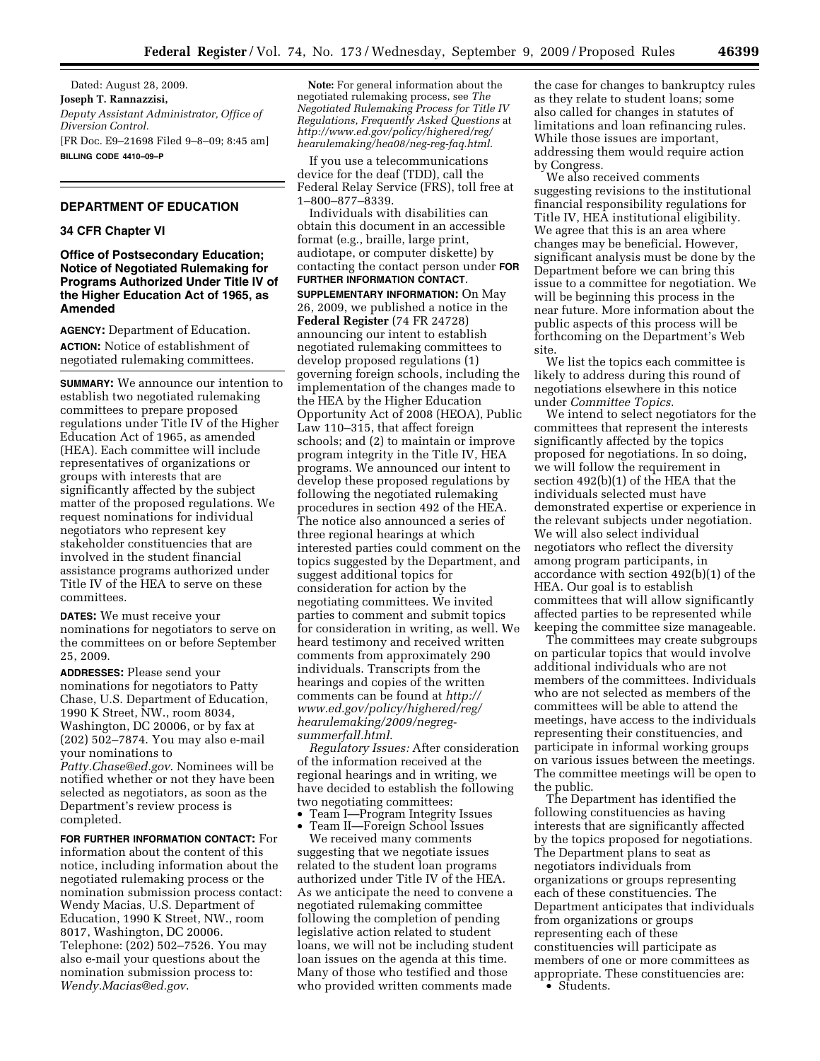Dated: August 28, 2009.

**Joseph T. Rannazzisi,**

*Deputy Assistant Administrator, Office of Diversion Control.*

[FR Doc. E9–21698 Filed 9–8–09; 8:45 am]

**BILLING CODE 4410–09–P**

## DEPARTMENT OF EDUCATION

### 34 CFR Chapter VI

### Office of Postsecondary Education; Notice of Negotiated Rulemaking for Programs Authorized Under Title IV of the Higher Education Act of 1965, as Amended

**AGENCY:** Department of Education.

**ACTION:** Notice of establishment of negotiated rulemaking committees.

**SUMMARY:** We announce our intention to establish two negotiated rulemaking committees to prepare proposed regulations under Title IV of the Higher Education Act of 1965, as amended (HEA). Each committee will include representatives of organizations or groups with interests that are significantly affected by the subject matter of the proposed regulations. We request nominations for individual negotiators who represent key stakeholder constituencies that are involved in the student financial assistance programs authorized under Title IV of the HEA to serve on these committees.

**DATES:** We must receive your nominations for negotiators to serve on the committees on or before September 25, 2009.

**ADDRESSES:** Please send your nominations for negotiators to Patty Chase, U.S. Department of Education, 1990 K Street, NW., room 8034, Washington, DC 20006, or by fax at (202) 502–7874. You may also e-mail your nominations to *Patty.Chase@ed.gov*. Nominees will be notified whether or not they have been selected as negotiators, as soon as the Department's review process is completed.

**FOR FURTHER INFORMATION CONTACT:** For information about the content of this notice, including information about the negotiated rulemaking process or the nomination submission process contact: Wendy Macias, U.S. Department of Education, 1990 K Street, NW., room 8017, Washington, DC 20006. Telephone: (202) 502–7526. You may also e-mail your questions about the nomination submission process to: *Wendy.Macias@ed.gov*.

**Note:** For general information about the negotiated rulemaking process, see *The Negotiated Rulemaking Process for Title IV Regulations, Frequently Asked Questions* at *http://www.ed.gov/policy/highered/reg/hearulemaking/hea08/neg-reg-faq.html*.

If you use a telecommunications device for the deaf (TDD), call the Federal Relay Service (FRS), toll free at 1–800–877–8339.

Individuals with disabilities can obtain this document in an accessible format (e.g., braille, large print, audiotape, or computer diskette) by contacting the contact person under **FOR FURTHER INFORMATION CONTACT**.

**SUPPLEMENTARY INFORMATION:** On May 26, 2009, we published a notice in the **Federal Register** (74 FR 24728) announcing our intent to establish negotiated rulemaking committees to develop proposed regulations (1) governing foreign schools, including the implementation of the changes made to the HEA by the Higher Education Opportunity Act of 2008 (HEOA), Public Law 110–315, that affect foreign schools; and (2) to maintain or improve program integrity in the Title IV, HEA programs. We announced our intent to develop these proposed regulations by following the negotiated rulemaking procedures in section 492 of the HEA. The notice also announced a series of three regional hearings at which interested parties could comment on the topics suggested by the Department, and suggest additional topics for consideration for action by the negotiating committees. We invited parties to comment and submit topics for consideration in writing, as well. We heard testimony and received written comments from approximately 290 individuals. Transcripts from the hearings and copies of the written comments can be found at *http://www.ed.gov/policy/highered/reg/hearulemaking/2009/negreg-summerfall.html*.

*Regulatory Issues:* After consideration of the information received at the regional hearings and in writing, we have decided to establish the following two negotiating committees:

- Team I—Program Integrity Issues
- Team II—Foreign School Issues

We received many comments suggesting that we negotiate issues related to the student loan programs authorized under Title IV of the HEA. As we anticipate the need to convene a negotiated rulemaking committee following the completion of pending legislative action related to student loans, we will not be including student loan issues on the agenda at this time. Many of those who testified and those who provided written comments made the case for changes to bankruptcy rules as they relate to student loans; some also called for changes in statutes of limitations and loan refinancing rules. While those issues are important, addressing them would require action by Congress.

We also received comments suggesting revisions to the institutional financial responsibility regulations for Title IV, HEA institutional eligibility. We agree that this is an area where changes may be beneficial. However, significant analysis must be done by the Department before we can bring this issue to a committee for negotiation. We will be beginning this process in the near future. More information about the public aspects of this process will be forthcoming on the Department's Web site.

We list the topics each committee is likely to address during this round of negotiations elsewhere in this notice under *Committee Topics*.

We intend to select negotiators for the committees that represent the interests significantly affected by the topics proposed for negotiations. In so doing, we will follow the requirement in section 492(b)(1) of the HEA that the individuals selected must have demonstrated expertise or experience in the relevant subjects under negotiation. We will also select individual negotiators who reflect the diversity among program participants, in accordance with section 492(b)(1) of the HEA. Our goal is to establish committees that will allow significantly affected parties to be represented while keeping the committee size manageable.

The committees may create subgroups on particular topics that would involve additional individuals who are not members of the committees. Individuals who are not selected as members of the committees will be able to attend the meetings, have access to the individuals representing their constituencies, and participate in informal working groups on various issues between the meetings. The committee meetings will be open to the public.

The Department has identified the following constituencies as having interests that are significantly affected by the topics proposed for negotiations. The Department plans to seat as negotiators individuals from organizations or groups representing each of these constituencies. The Department anticipates that individuals from organizations or groups representing each of these constituencies will participate as members of one or more committees as appropriate. These constituencies are:

- Students.